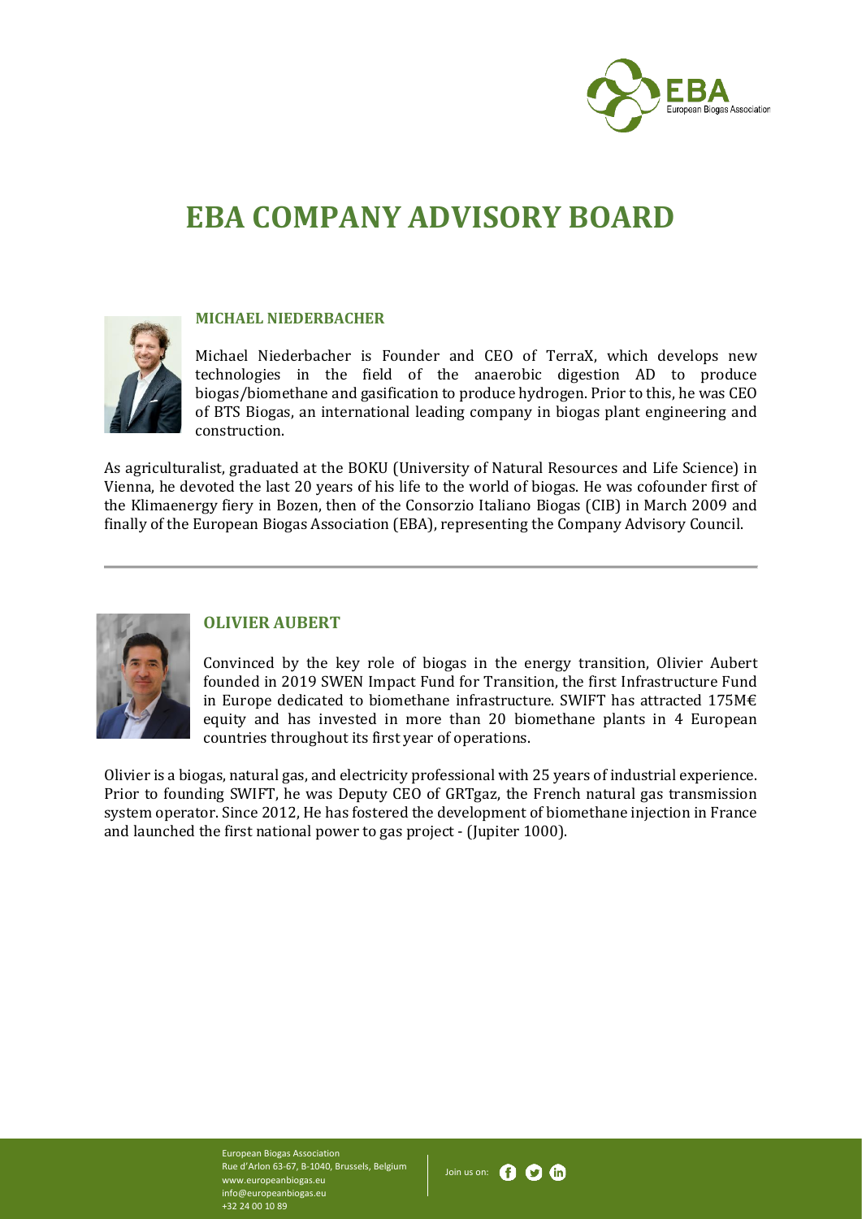# EBA COMPANY ADVISORY BOARD

## MICHAEL NIEDERBACHER

Michael Niederbacher is Founder and CEO of TerraX, which develops new technologies in the field of the anaerobic digestion AD to produce biogas/biomethane and gasification to produce hydrogen. Prior to this, he was CEO of BTS Biogas, an international leading company in biogas plant engineering and construction.

As agriculturalist, graduated at the BOKU (University of Natural Resources and Life Science) in Vienna, he devoted the last 20 years of his life to the world of biogas. He was cofounder first of the Klimaenergy fiery in Bozen, then of the Consorzio Italiano Biogas (CIB) in March 2009 and finally of the European Biogas Association (EBA), representing the Company Advisory Council.

---

## OLIVIER AUBERT

Convinced by the key role of biogas in the energy transition, Olivier Aubert founded in 2019 SWEN Impact Fund for Transition, the first Infrastructure Fund in Europe dedicated to biomethane infrastructure. SWIFT has attracted 175M€ equity and has invested in more than 20 biomethane plants in 4 European countries throughout its first year of operations.

Olivier is a biogas, natural gas, and electricity professional with 25 years of industrial experience. Prior to founding SWIFT, he was Deputy CEO of GRTgaz, the French natural gas transmission system operator. Since 2012, He has fostered the development of biomethane injection in France and launched the first national power to gas project - (Jupiter 1000).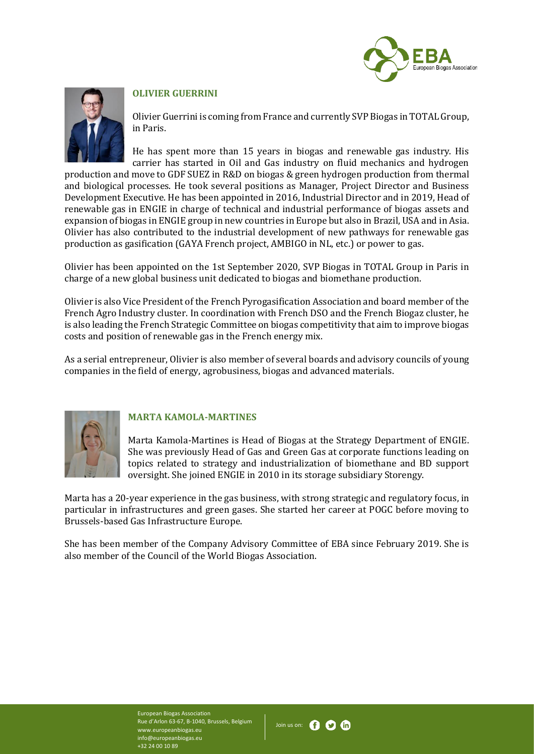## OLIVIER GUERRINI

Olivier Guerrini is coming from France and currently SVP Biogas in TOTAL Group, in Paris.

He has spent more than 15 years in biogas and renewable gas industry. His carrier has started in Oil and Gas industry on fluid mechanics and hydrogen production and move to GDF SUEZ in R&D on biogas & green hydrogen production from thermal and biological processes. He took several positions as Manager, Project Director and Business Development Executive. He has been appointed in 2016, Industrial Director and in 2019, Head of renewable gas in ENGIE in charge of technical and industrial performance of biogas assets and expansion of biogas in ENGIE group in new countries in Europe but also in Brazil, USA and in Asia. Olivier has also contributed to the industrial development of new pathways for renewable gas production as gasification (GAYA French project, AMBIGO in NL, etc.) or power to gas.

Olivier has been appointed on the 1st September 2020, SVP Biogas in TOTAL Group in Paris in charge of a new global business unit dedicated to biogas and biomethane production.

Olivier is also Vice President of the French Pyrogasification Association and board member of the French Agro Industry cluster. In coordination with French DSO and the French Biogaz cluster, he is also leading the French Strategic Committee on biogas competitivity that aim to improve biogas costs and position of renewable gas in the French energy mix.

As a serial entrepreneur, Olivier is also member of several boards and advisory councils of young companies in the field of energy, agrobusiness, biogas and advanced materials.

## MARTA KAMOLA-MARTINES

Marta Kamola-Martines is Head of Biogas at the Strategy Department of ENGIE. She was previously Head of Gas and Green Gas at corporate functions leading on topics related to strategy and industrialization of biomethane and BD support oversight. She joined ENGIE in 2010 in its storage subsidiary Storengy.

Marta has a 20-year experience in the gas business, with strong strategic and regulatory focus, in particular in infrastructures and green gases. She started her career at POGC before moving to Brussels-based Gas Infrastructure Europe.

She has been member of the Company Advisory Committee of EBA since February 2019. She is also member of the Council of the World Biogas Association.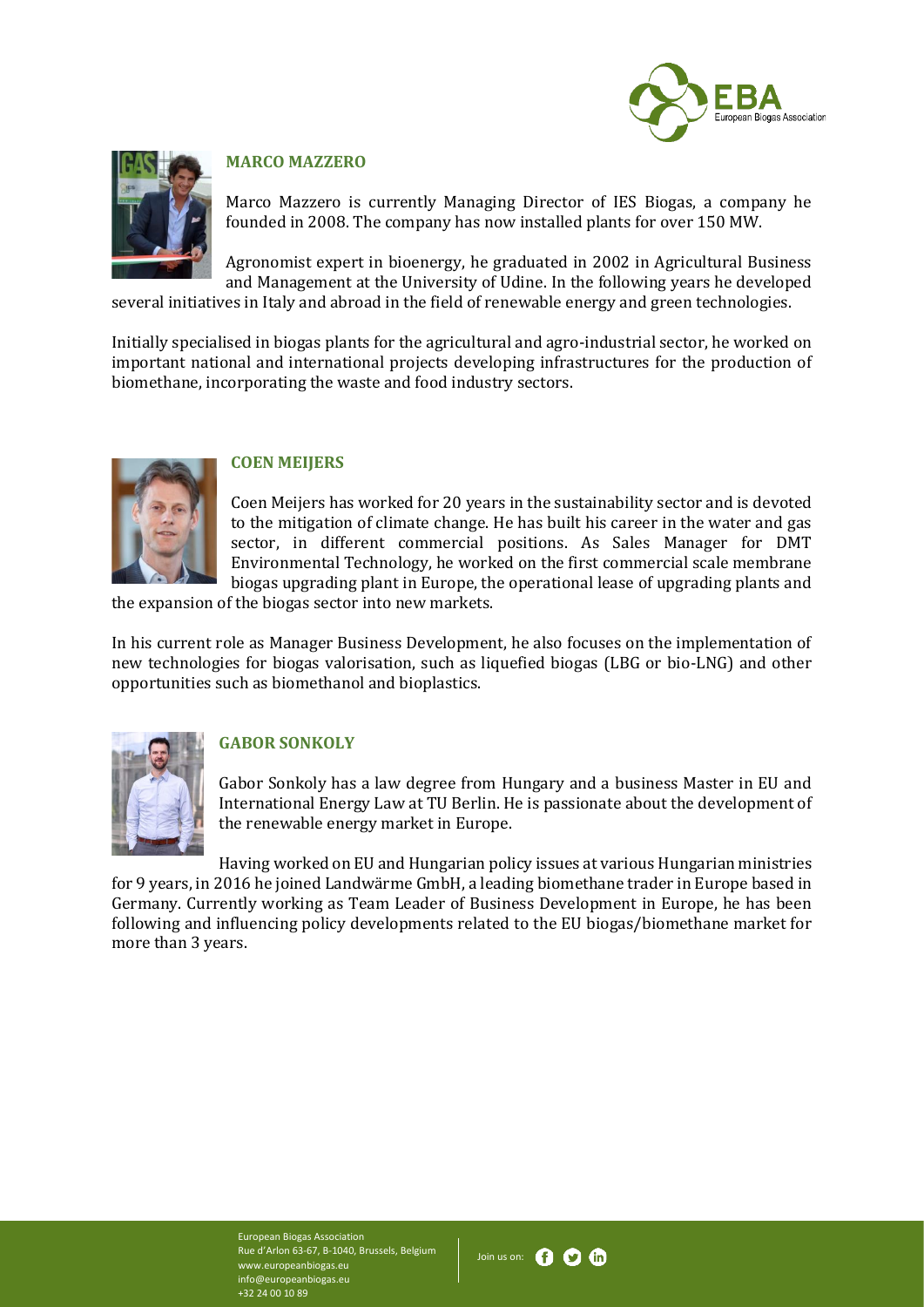## MARCO MAZZERO

Marco Mazzero is currently Managing Director of IES Biogas, a company he founded in 2008. The company has now installed plants for over 150 MW.

Agronomist expert in bioenergy, he graduated in 2002 in Agricultural Business and Management at the University of Udine. In the following years he developed several initiatives in Italy and abroad in the field of renewable energy and green technologies.

Initially specialised in biogas plants for the agricultural and agro-industrial sector, he worked on important national and international projects developing infrastructures for the production of biomethane, incorporating the waste and food industry sectors.

## COEN MEIJERS

Coen Meijers has worked for 20 years in the sustainability sector and is devoted to the mitigation of climate change. He has built his career in the water and gas sector, in different commercial positions. As Sales Manager for DMT Environmental Technology, he worked on the first commercial scale membrane biogas upgrading plant in Europe, the operational lease of upgrading plants and the expansion of the biogas sector into new markets.

In his current role as Manager Business Development, he also focuses on the implementation of new technologies for biogas valorisation, such as liquefied biogas (LBG or bio-LNG) and other opportunities such as biomethanol and bioplastics.

## GABOR SONKOLY

Gabor Sonkoly has a law degree from Hungary and a business Master in EU and International Energy Law at TU Berlin. He is passionate about the development of the renewable energy market in Europe.

Having worked on EU and Hungarian policy issues at various Hungarian ministries for 9 years, in 2016 he joined Landwärme GmbH, a leading biomethane trader in Europe based in Germany. Currently working as Team Leader of Business Development in Europe, he has been following and influencing policy developments related to the EU biogas/biomethane market for more than 3 years.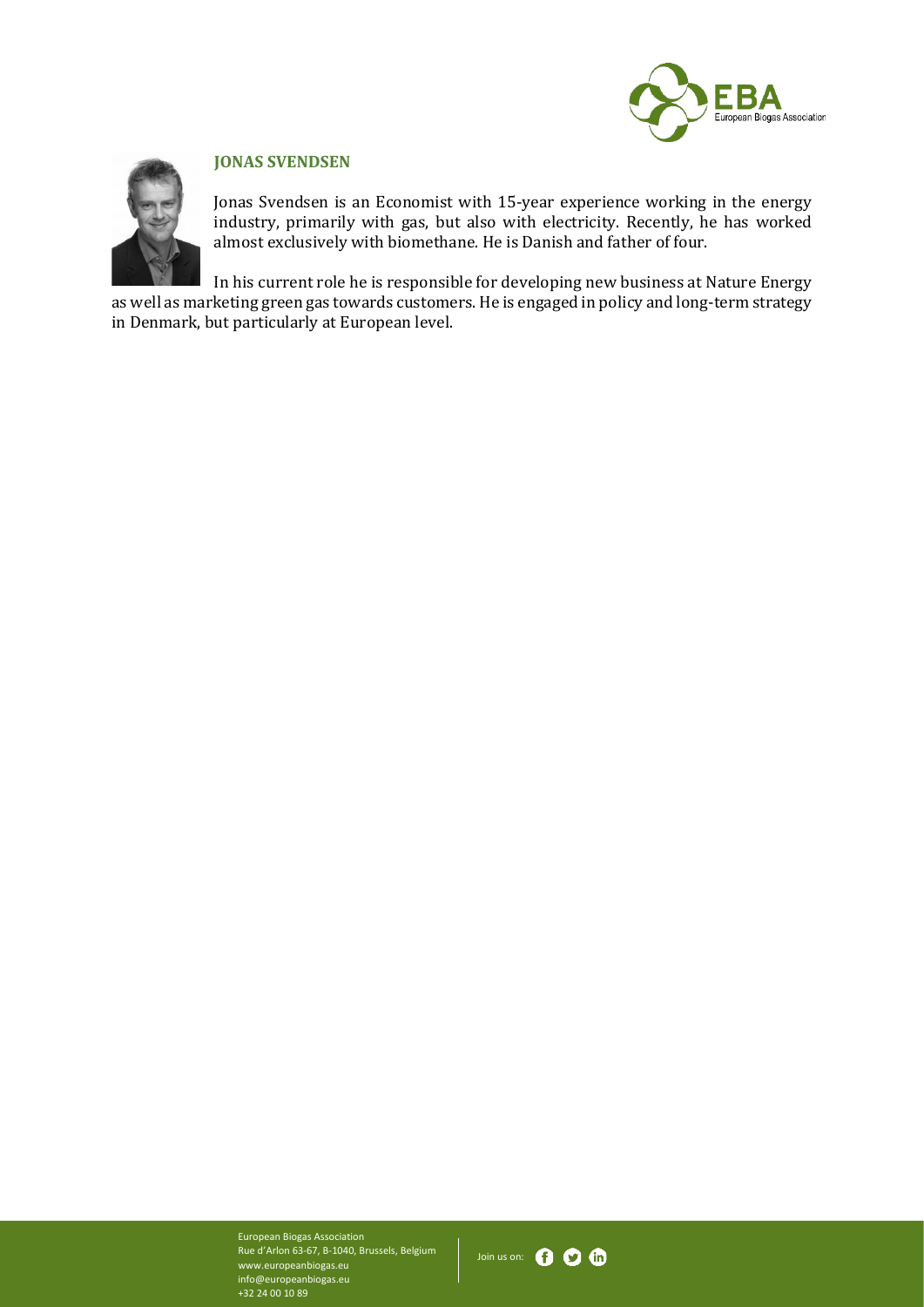## JONAS SVENDSEN

Jonas Svendsen is an Economist with 15-year experience working in the energy industry, primarily with gas, but also with electricity. Recently, he has worked almost exclusively with biomethane. He is Danish and father of four.

In his current role he is responsible for developing new business at Nature Energy as well as marketing green gas towards customers. He is engaged in policy and long-term strategy in Denmark, but particularly at European level.